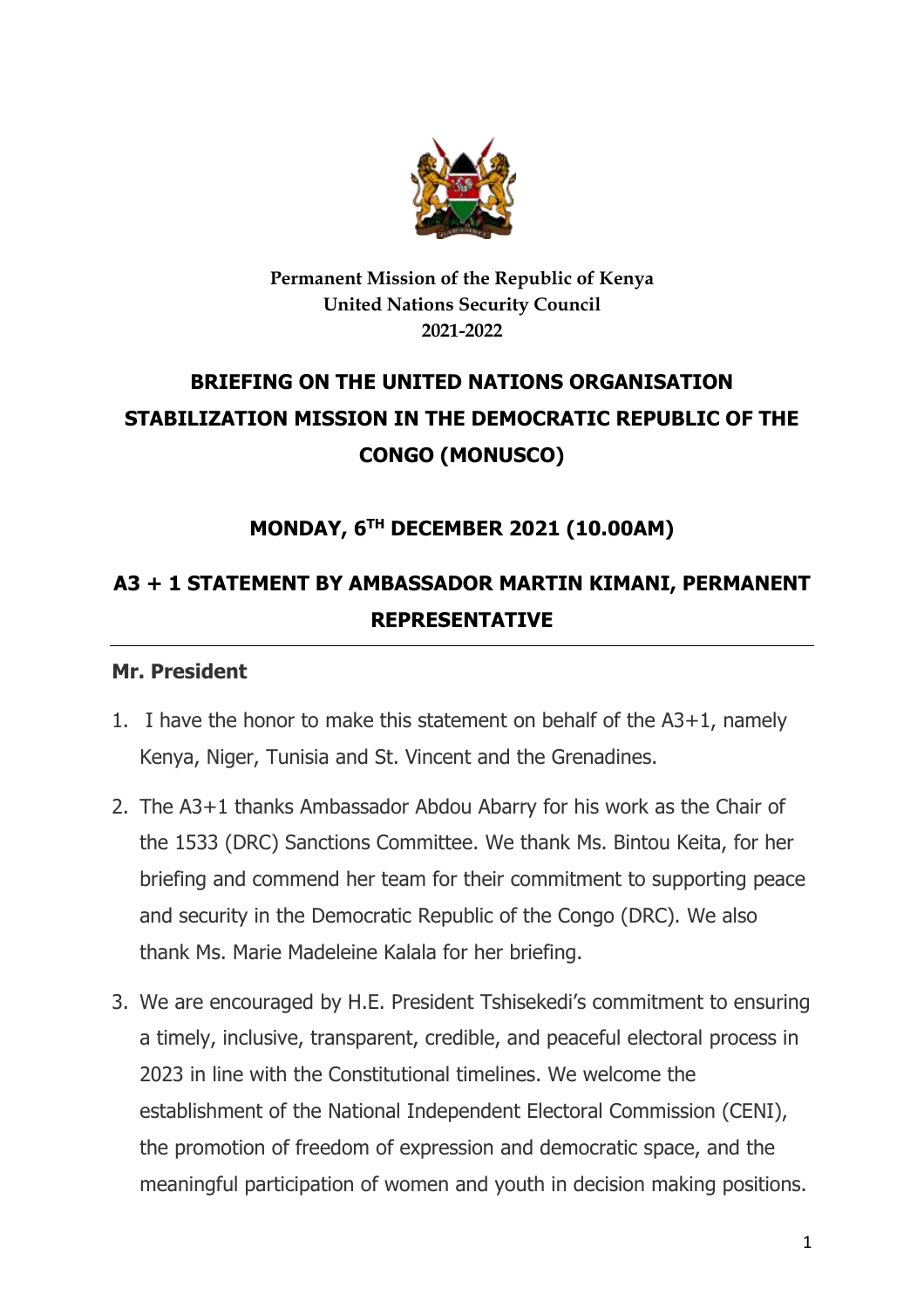**Permanent Mission of the Republic of Kenya**
**United Nations Security Council**
**2021-2022**

# BRIEFING ON THE UNITED NATIONS ORGANISATION STABILIZATION MISSION IN THE DEMOCRATIC REPUBLIC OF THE CONGO (MONUSCO)

## MONDAY, 6TH DECEMBER 2021 (10.00AM)

## A3 + 1 STATEMENT BY AMBASSADOR MARTIN KIMANI, PERMANENT REPRESENTATIVE

---

**Mr. President**

1. I have the honor to make this statement on behalf of the A3+1, namely Kenya, Niger, Tunisia and St. Vincent and the Grenadines.
2. The A3+1 thanks Ambassador Abdou Abarry for his work as the Chair of the 1533 (DRC) Sanctions Committee. We thank Ms. Bintou Keita, for her briefing and commend her team for their commitment to supporting peace and security in the Democratic Republic of the Congo (DRC). We also thank Ms. Marie Madeleine Kalala for her briefing.
3. We are encouraged by H.E. President Tshisekedi's commitment to ensuring a timely, inclusive, transparent, credible, and peaceful electoral process in 2023 in line with the Constitutional timelines. We welcome the establishment of the National Independent Electoral Commission (CENI), the promotion of freedom of expression and democratic space, and the meaningful participation of women and youth in decision making positions.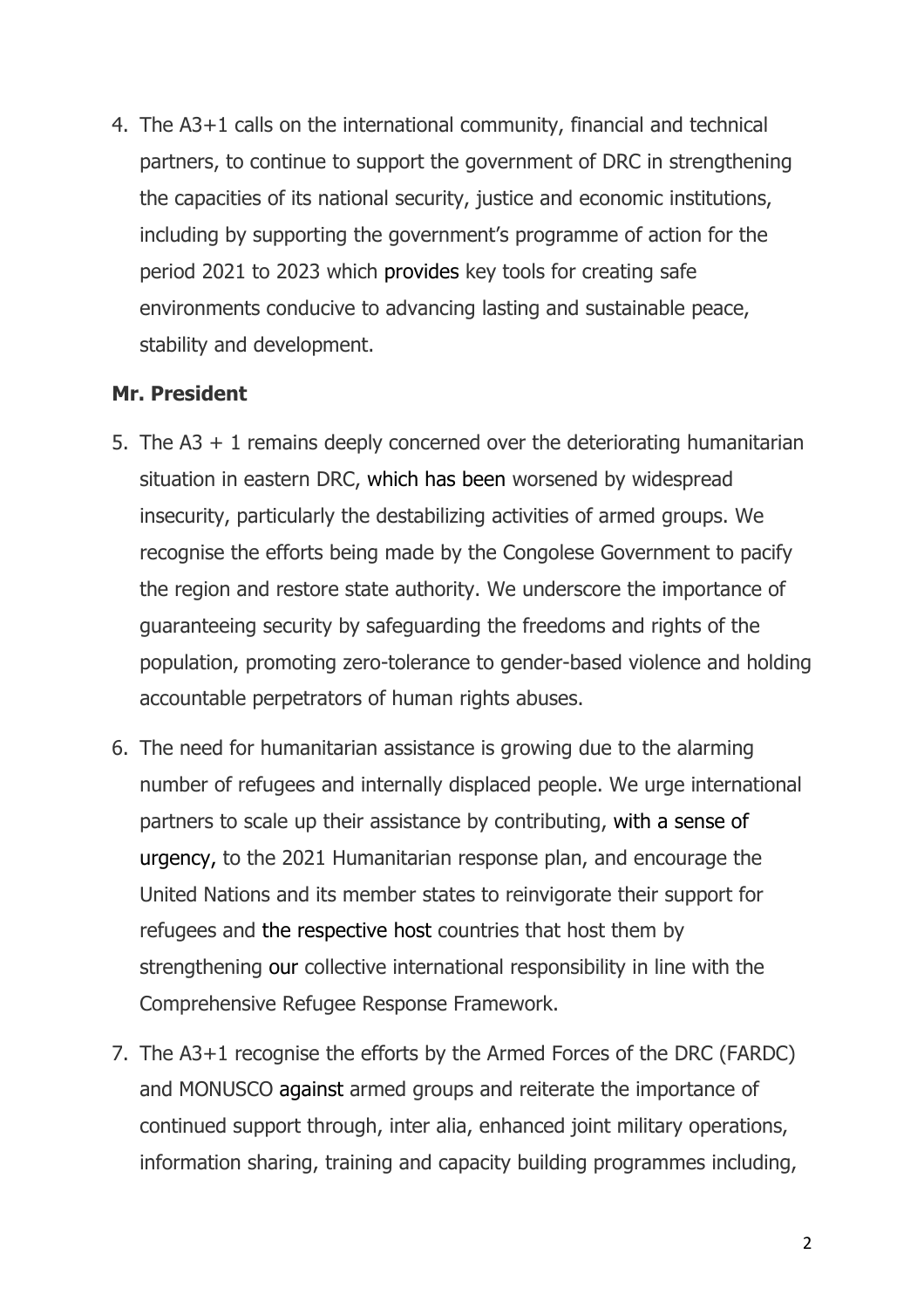4. The A3+1 calls on the international community, financial and technical partners, to continue to support the government of DRC in strengthening the capacities of its national security, justice and economic institutions, including by supporting the government's programme of action for the period 2021 to 2023 which provides key tools for creating safe environments conducive to advancing lasting and sustainable peace, stability and development.

**Mr. President**

5. The A3 + 1 remains deeply concerned over the deteriorating humanitarian situation in eastern DRC, which has been worsened by widespread insecurity, particularly the destabilizing activities of armed groups. We recognise the efforts being made by the Congolese Government to pacify the region and restore state authority. We underscore the importance of guaranteeing security by safeguarding the freedoms and rights of the population, promoting zero-tolerance to gender-based violence and holding accountable perpetrators of human rights abuses.

6. The need for humanitarian assistance is growing due to the alarming number of refugees and internally displaced people. We urge international partners to scale up their assistance by contributing, with a sense of urgency, to the 2021 Humanitarian response plan, and encourage the United Nations and its member states to reinvigorate their support for refugees and the respective host countries that host them by strengthening our collective international responsibility in line with the Comprehensive Refugee Response Framework.

7. The A3+1 recognise the efforts by the Armed Forces of the DRC (FARDC) and MONUSCO against armed groups and reiterate the importance of continued support through, inter alia, enhanced joint military operations, information sharing, training and capacity building programmes including,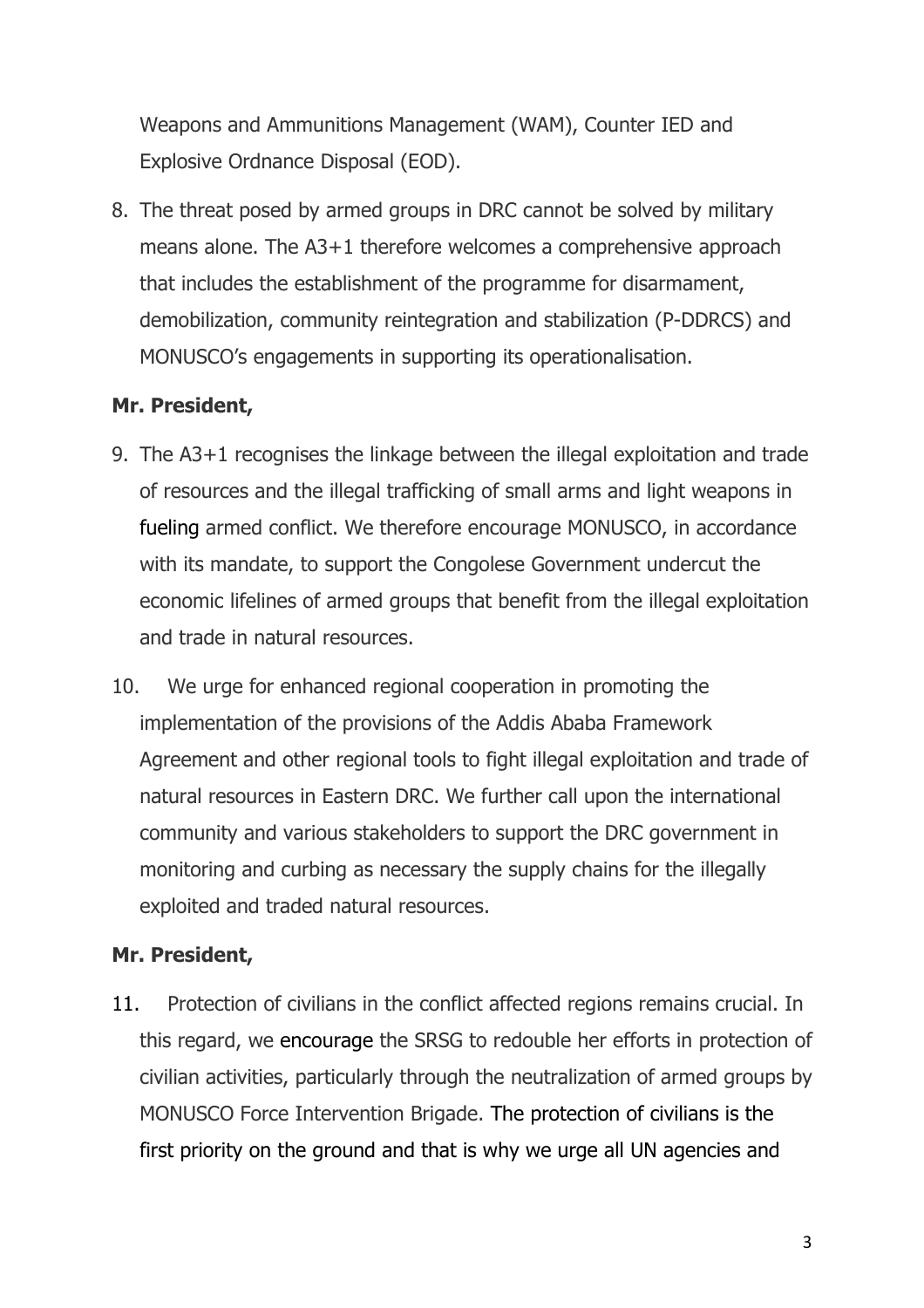Weapons and Ammunitions Management (WAM), Counter IED and Explosive Ordnance Disposal (EOD).

8. The threat posed by armed groups in DRC cannot be solved by military means alone. The A3+1 therefore welcomes a comprehensive approach that includes the establishment of the programme for disarmament, demobilization, community reintegration and stabilization (P-DDRCS) and MONUSCO's engagements in supporting its operationalisation.

**Mr. President,**

9. The A3+1 recognises the linkage between the illegal exploitation and trade of resources and the illegal trafficking of small arms and light weapons in fueling armed conflict. We therefore encourage MONUSCO, in accordance with its mandate, to support the Congolese Government undercut the economic lifelines of armed groups that benefit from the illegal exploitation and trade in natural resources.

10. We urge for enhanced regional cooperation in promoting the implementation of the provisions of the Addis Ababa Framework Agreement and other regional tools to fight illegal exploitation and trade of natural resources in Eastern DRC. We further call upon the international community and various stakeholders to support the DRC government in monitoring and curbing as necessary the supply chains for the illegally exploited and traded natural resources.

**Mr. President,**

11. Protection of civilians in the conflict affected regions remains crucial. In this regard, we encourage the SRSG to redouble her efforts in protection of civilian activities, particularly through the neutralization of armed groups by MONUSCO Force Intervention Brigade. The protection of civilians is the first priority on the ground and that is why we urge all UN agencies and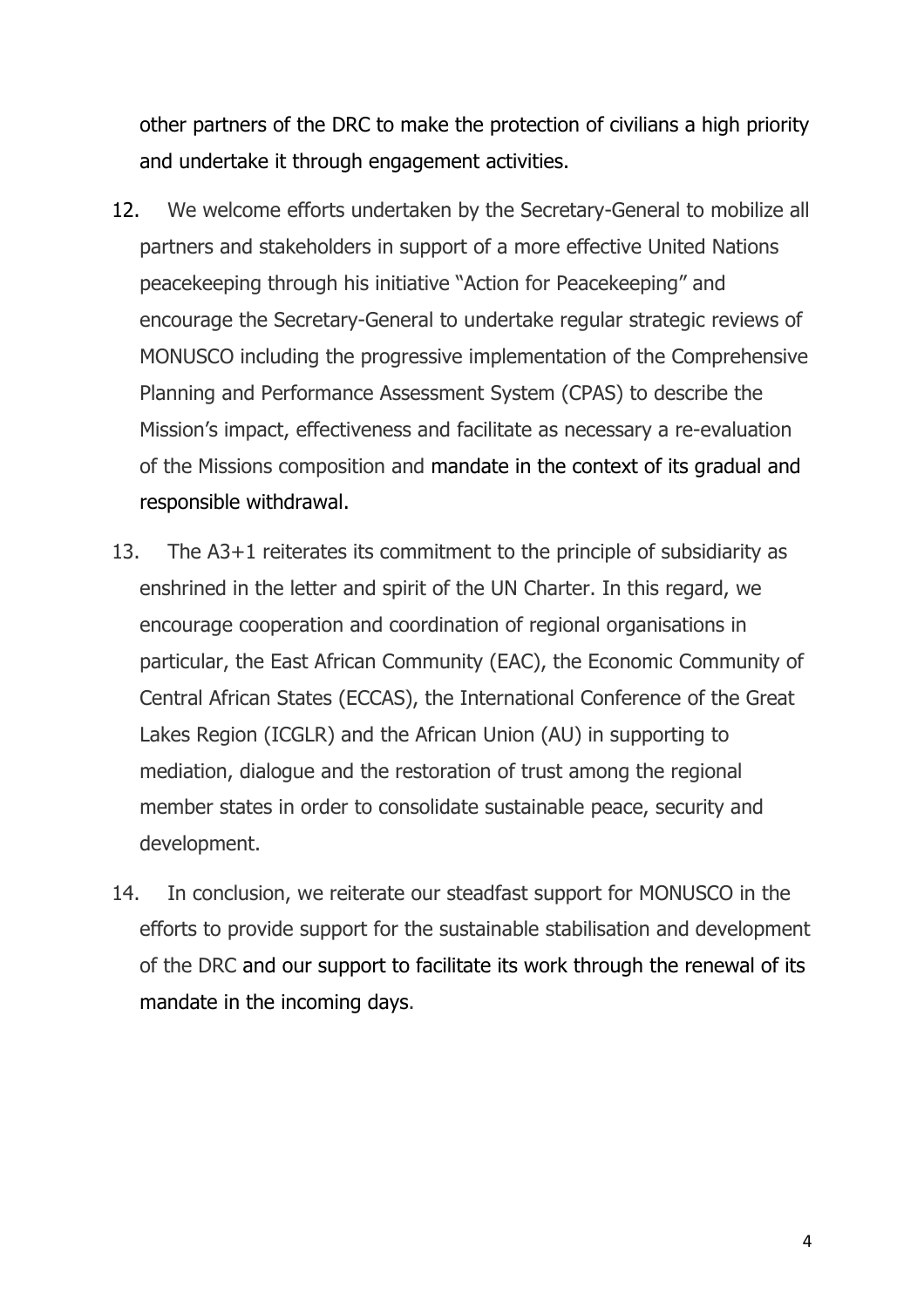other partners of the DRC to make the protection of civilians a high priority and undertake it through engagement activities.

12. We welcome efforts undertaken by the Secretary-General to mobilize all partners and stakeholders in support of a more effective United Nations peacekeeping through his initiative "Action for Peacekeeping" and encourage the Secretary-General to undertake regular strategic reviews of MONUSCO including the progressive implementation of the Comprehensive Planning and Performance Assessment System (CPAS) to describe the Mission's impact, effectiveness and facilitate as necessary a re-evaluation of the Missions composition and mandate in the context of its gradual and responsible withdrawal.

13. The A3+1 reiterates its commitment to the principle of subsidiarity as enshrined in the letter and spirit of the UN Charter. In this regard, we encourage cooperation and coordination of regional organisations in particular, the East African Community (EAC), the Economic Community of Central African States (ECCAS), the International Conference of the Great Lakes Region (ICGLR) and the African Union (AU) in supporting to mediation, dialogue and the restoration of trust among the regional member states in order to consolidate sustainable peace, security and development.

14. In conclusion, we reiterate our steadfast support for MONUSCO in the efforts to provide support for the sustainable stabilisation and development of the DRC and our support to facilitate its work through the renewal of its mandate in the incoming days.